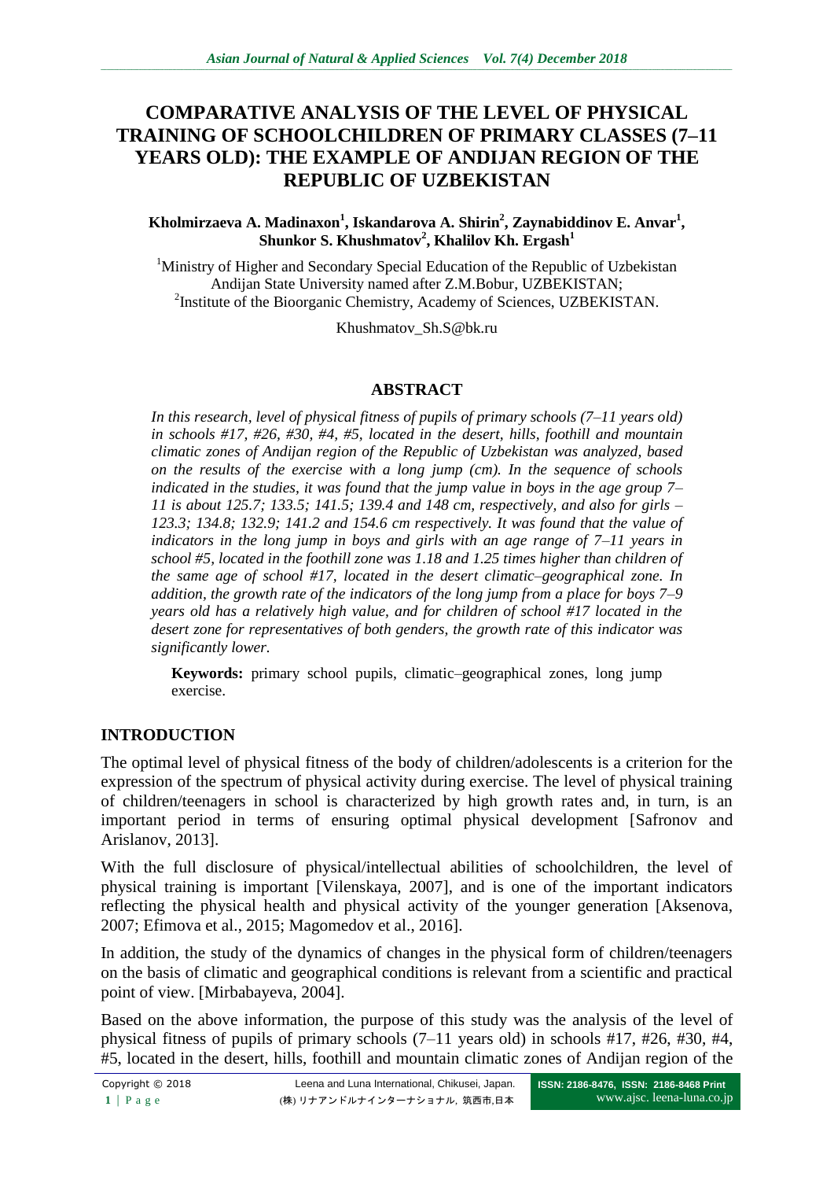# COMPARATIVE ANALYSIS OF THE LEVEL OF PHYSICAL TRAINING OF SCHOOLCHILDREN OF PRIMARY CLASSES (7–11 YEARS OLD): THE EXAMPLE OF ANDIJAN REGION OF THE REPUBLIC OF UZBEKISTAN

**Kholmirzaeva A. Madinaxon[1], Iskandarova A. Shirin[2], Zaynabiddinov E. Anvar[1], Shunkor S. Khushmatov[2], Khalilov Kh. Ergash[1]**

[1]Ministry of Higher and Secondary Special Education of the Republic of Uzbekistan Andijan State University named after Z.M.Bobur, UZBEKISTAN;
[2]Institute of the Bioorganic Chemistry, Academy of Sciences, UZBEKISTAN.

Khushmatov_Sh.S@bk.ru

## ABSTRACT

*In this research, level of physical fitness of pupils of primary schools (7–11 years old) in schools #17, #26, #30, #4, #5, located in the desert, hills, foothill and mountain climatic zones of Andijan region of the Republic of Uzbekistan was analyzed, based on the results of the exercise with a long jump (cm). In the sequence of schools indicated in the studies, it was found that the jump value in boys in the age group 7–11 is about 125.7; 133.5; 141.5; 139.4 and 148 cm, respectively, and also for girls – 123.3; 134.8; 132.9; 141.2 and 154.6 cm respectively. It was found that the value of indicators in the long jump in boys and girls with an age range of 7–11 years in school #5, located in the foothill zone was 1.18 and 1.25 times higher than children of the same age of school #17, located in the desert climatic–geographical zone. In addition, the growth rate of the indicators of the long jump from a place for boys 7–9 years old has a relatively high value, and for children of school #17 located in the desert zone for representatives of both genders, the growth rate of this indicator was significantly lower.*

**Keywords:** primary school pupils, climatic–geographical zones, long jump exercise.

## INTRODUCTION

The optimal level of physical fitness of the body of children/adolescents is a criterion for the expression of the spectrum of physical activity during exercise. The level of physical training of children/teenagers in school is characterized by high growth rates and, in turn, is an important period in terms of ensuring optimal physical development [Safronov and Arislanov, 2013].

With the full disclosure of physical/intellectual abilities of schoolchildren, the level of physical training is important [Vilenskaya, 2007], and is one of the important indicators reflecting the physical health and physical activity of the younger generation [Aksenova, 2007; Efimova et al., 2015; Magomedov et al., 2016].

In addition, the study of the dynamics of changes in the physical form of children/teenagers on the basis of climatic and geographical conditions is relevant from a scientific and practical point of view. [Mirbabayeva, 2004].

Based on the above information, the purpose of this study was the analysis of the level of physical fitness of pupils of primary schools (7–11 years old) in schools #17, #26, #30, #4, #5, located in the desert, hills, foothill and mountain climatic zones of Andijan region of the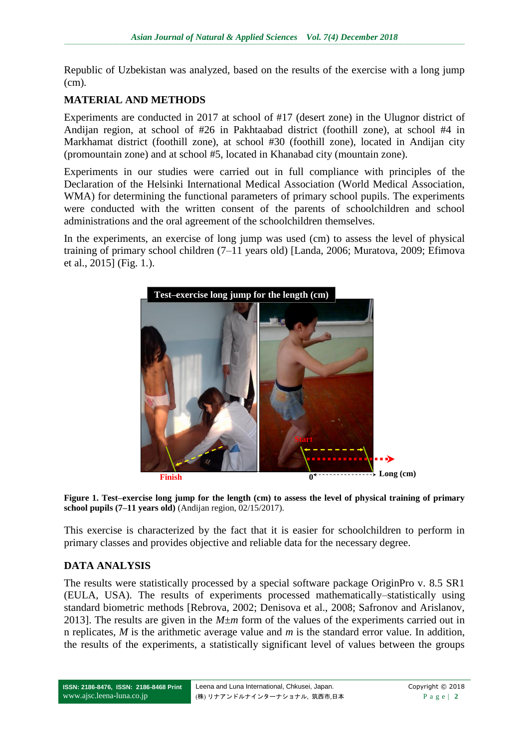Republic of Uzbekistan was analyzed, based on the results of the exercise with a long jump (cm).

## MATERIAL AND METHODS

Experiments are conducted in 2017 at school of #17 (desert zone) in the Ulugnor district of Andijan region, at school of #26 in Pakhtaabad district (foothill zone), at school #4 in Markhamat district (foothill zone), at school #30 (foothill zone), located in Andijan city (promountain zone) and at school #5, located in Khanabad city (mountain zone).

Experiments in our studies were carried out in full compliance with principles of the Declaration of the Helsinki International Medical Association (World Medical Association, WMA) for determining the functional parameters of primary school pupils. The experiments were conducted with the written consent of the parents of schoolchildren and school administrations and the oral agreement of the schoolchildren themselves.

In the experiments, an exercise of long jump was used (cm) to assess the level of physical training of primary school children (7–11 years old) [Landa, 2006; Muratova, 2009; Efimova et al., 2015] (Fig. 1.).

**Figure 1. Test–exercise long jump for the length (cm) to assess the level of physical training of primary school pupils (7–11 years old)** (Andijan region, 02/15/2017).

This exercise is characterized by the fact that it is easier for schoolchildren to perform in primary classes and provides objective and reliable data for the necessary degree.

## DATA ANALYSIS

The results were statistically processed by a special software package OriginPro v. 8.5 SR1 (EULA, USA). The results of experiments processed mathematically–statistically using standard biometric methods [Rebrova, 2002; Denisova et al., 2008; Safronov and Arislanov, 2013]. The results are given in the $M \pm m$ form of the values of the experiments carried out in n replicates, $M$ is the arithmetic average value and $m$ is the standard error value. In addition, the results of the experiments, a statistically significant level of values between the groups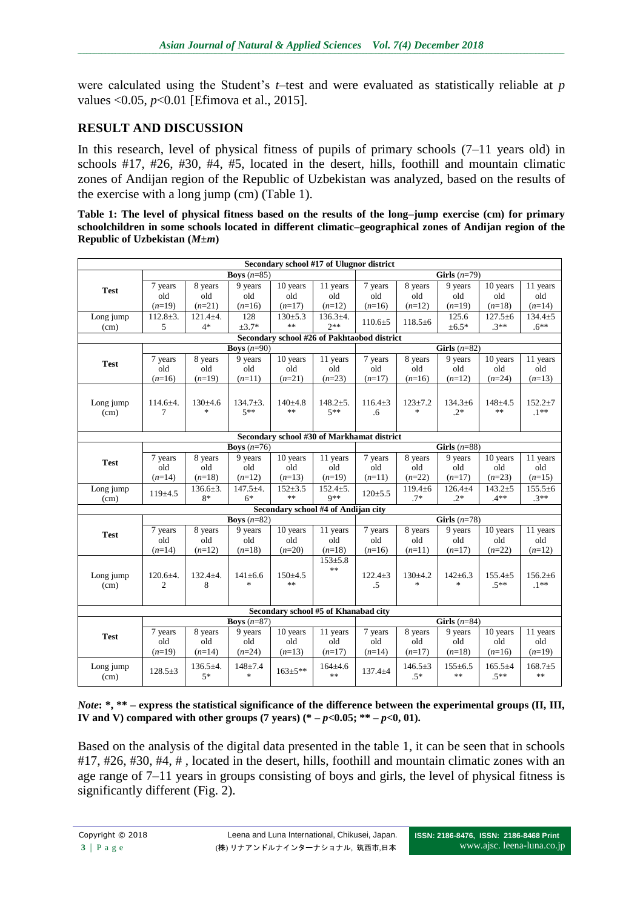were calculated using the Student's *t*–test and were evaluated as statistically reliable at *p* values <0.05, *p*<0.01 [Efimova et al., 2015].

## RESULT AND DISCUSSION

In this research, level of physical fitness of pupils of primary schools (7–11 years old) in schools #17, #26, #30, #4, #5, located in the desert, hills, foothill and mountain climatic zones of Andijan region of the Republic of Uzbekistan was analyzed, based on the results of the exercise with a long jump (cm) (Table 1).

**Table 1: The level of physical fitness based on the results of the long–jump exercise (cm) for primary schoolchildren in some schools located in different climatic–geographical zones of Andijan region of the Republic of Uzbekistan ($M \pm m$)**

| Secondary school #17 of Ulugnor district | | | | | | | | | | |
|---|---|---|---|---|---|---|---|---|---|---|
| **Test** | **Boys** ($n$=85) | | | | | **Girls** ($n$=79) | | | | |
| | 7 years old ($n$=19) | 8 years old ($n$=21) | 9 years old ($n$=16) | 10 years old ($n$=17) | 11 years old ($n$=12) | 7 years old ($n$=16) | 8 years old ($n$=12) | 9 years old ($n$=19) | 10 years old ($n$=18) | 11 years old ($n$=14) |
| Long jump (cm) | 112.8±3.5 | 121.4±4.4* | 128 ±3.7* | 130±5.3** | 136.3±4.2** | 110.6±5 | 118.5±6 | 125.6 ±6.5* | 127.5±6.3** | 134.4±5.6** |
| **Secondary school #26 of Pakhtaobod district** | | | | | | | | | | |
| **Test** | **Boys** ($n$=90) | | | | | **Girls** ($n$=82) | | | | |
| | 7 years old ($n$=16) | 8 years old ($n$=19) | 9 years old ($n$=11) | 10 years old ($n$=21) | 11 years old ($n$=23) | 7 years old ($n$=17) | 8 years old ($n$=16) | 9 years old ($n$=12) | 10 years old ($n$=24) | 11 years old ($n$=13) |
| Long jump (cm) | 114.6±4.7 | 130±4.6* | 134.7±3.5** | 140±4.8** | 148.2±5.5** | 116.4±3.6 | 123±7.2* | 134.3±6.2* | 148±4.5** | 152.2±7.1** |
| **Secondary school #30 of Markhamat district** | | | | | | | | | | |
| **Test** | **Boys** ($n$=76) | | | | | **Girls** ($n$=88) | | | | |
| | 7 years old ($n$=14) | 8 years old ($n$=18) | 9 years old ($n$=12) | 10 years old ($n$=13) | 11 years old ($n$=19) | 7 years old ($n$=11) | 8 years old ($n$=22) | 9 years old ($n$=17) | 10 years old ($n$=23) | 11 years old ($n$=15) |
| Long jump (cm) | 119±4.5 | 136.6±3.8* | 147.5±4.6* | 152±3.5** | 152.4±5.9** | 120±5.5 | 119.4±6.7* | 126.4±4.2* | 143.2±5.4** | 155.5±6.3** |
| **Secondary school #4 of Andijan city** | | | | | | | | | | |
| **Test** | **Boys** ($n$=82) | | | | | **Girls** ($n$=78) | | | | |
| | 7 years old ($n$=14) | 8 years old ($n$=12) | 9 years old ($n$=18) | 10 years old ($n$=20) | 11 years old ($n$=18) | 7 years old ($n$=16) | 8 years old ($n$=11) | 9 years old ($n$=17) | 10 years old ($n$=22) | 11 years old ($n$=12) |
| Long jump (cm) | 120.6±4.2 | 132.4±4.8 | 141±6.6* | 150±4.5** | 153±5.8** | 122.4±3.5 | 130±4.2* | 142±6.3* | 155.4±5.5** | 156.2±6.1** |
| **Secondary school #5 of Khanabad city** | | | | | | | | | | |
| **Test** | **Boys** ($n$=87) | | | | | **Girls** ($n$=84) | | | | |
| | 7 years old ($n$=19) | 8 years old ($n$=14) | 9 years old ($n$=24) | 10 years old ($n$=13) | 11 years old ($n$=17) | 7 years old ($n$=14) | 8 years old ($n$=17) | 9 years old ($n$=18) | 10 years old ($n$=16) | 11 years old ($n$=19) |
| Long jump (cm) | 128.5±3 | 136.5±4.5* | 148±7.4* | 163±5** | 164±4.6** | 137.4±4 | 146.5±3.5* | 155±6.5** | 165.5±4.5** | 168.7±5** |

***Note*: *, ** – express the statistical significance of the difference between the experimental groups (II, III, IV and V) compared with other groups (7 years) (* – $p$<0.05; ** – $p$<0, 01).**

Based on the analysis of the digital data presented in the table 1, it can be seen that in schools #17, #26, #30, #4, # , located in the desert, hills, foothill and mountain climatic zones with an age range of 7–11 years in groups consisting of boys and girls, the level of physical fitness is significantly different (Fig. 2).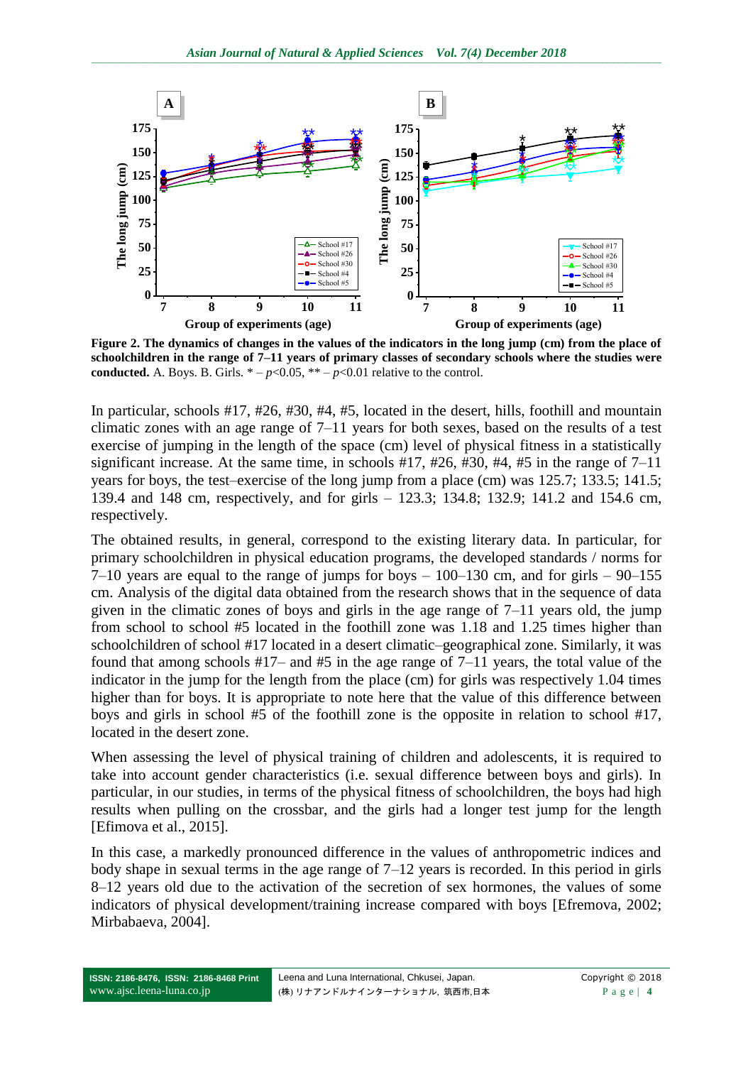**Figure 2. The dynamics of changes in the values of the indicators in the long jump (cm) from the place of schoolchildren in the range of 7–11 years of primary classes of secondary schools where the studies were conducted.** A. Boys. B. Girls. * – $p<0.05$, ** – $p<0.01$ relative to the control.

In particular, schools #17, #26, #30, #4, #5, located in the desert, hills, foothill and mountain climatic zones with an age range of 7–11 years for both sexes, based on the results of a test exercise of jumping in the length of the space (cm) level of physical fitness in a statistically significant increase. At the same time, in schools #17, #26, #30, #4, #5 in the range of 7–11 years for boys, the test–exercise of the long jump from a place (cm) was 125.7; 133.5; 141.5; 139.4 and 148 cm, respectively, and for girls – 123.3; 134.8; 132.9; 141.2 and 154.6 cm, respectively.

The obtained results, in general, correspond to the existing literary data. In particular, for primary schoolchildren in physical education programs, the developed standards / norms for 7–10 years are equal to the range of jumps for boys – 100–130 cm, and for girls – 90–155 cm. Analysis of the digital data obtained from the research shows that in the sequence of data given in the climatic zones of boys and girls in the age range of 7–11 years old, the jump from school to school #5 located in the foothill zone was 1.18 and 1.25 times higher than schoolchildren of school #17 located in a desert climatic–geographical zone. Similarly, it was found that among schools #17– and #5 in the age range of 7–11 years, the total value of the indicator in the jump for the length from the place (cm) for girls was respectively 1.04 times higher than for boys. It is appropriate to note here that the value of this difference between boys and girls in school #5 of the foothill zone is the opposite in relation to school #17, located in the desert zone.

When assessing the level of physical training of children and adolescents, it is required to take into account gender characteristics (i.e. sexual difference between boys and girls). In particular, in our studies, in terms of the physical fitness of schoolchildren, the boys had high results when pulling on the crossbar, and the girls had a longer test jump for the length [Efimova et al., 2015].

In this case, a markedly pronounced difference in the values of anthropometric indices and body shape in sexual terms in the age range of 7–12 years is recorded. In this period in girls 8–12 years old due to the activation of the secretion of sex hormones, the values of some indicators of physical development/training increase compared with boys [Efremova, 2002; Mirbabaeva, 2004].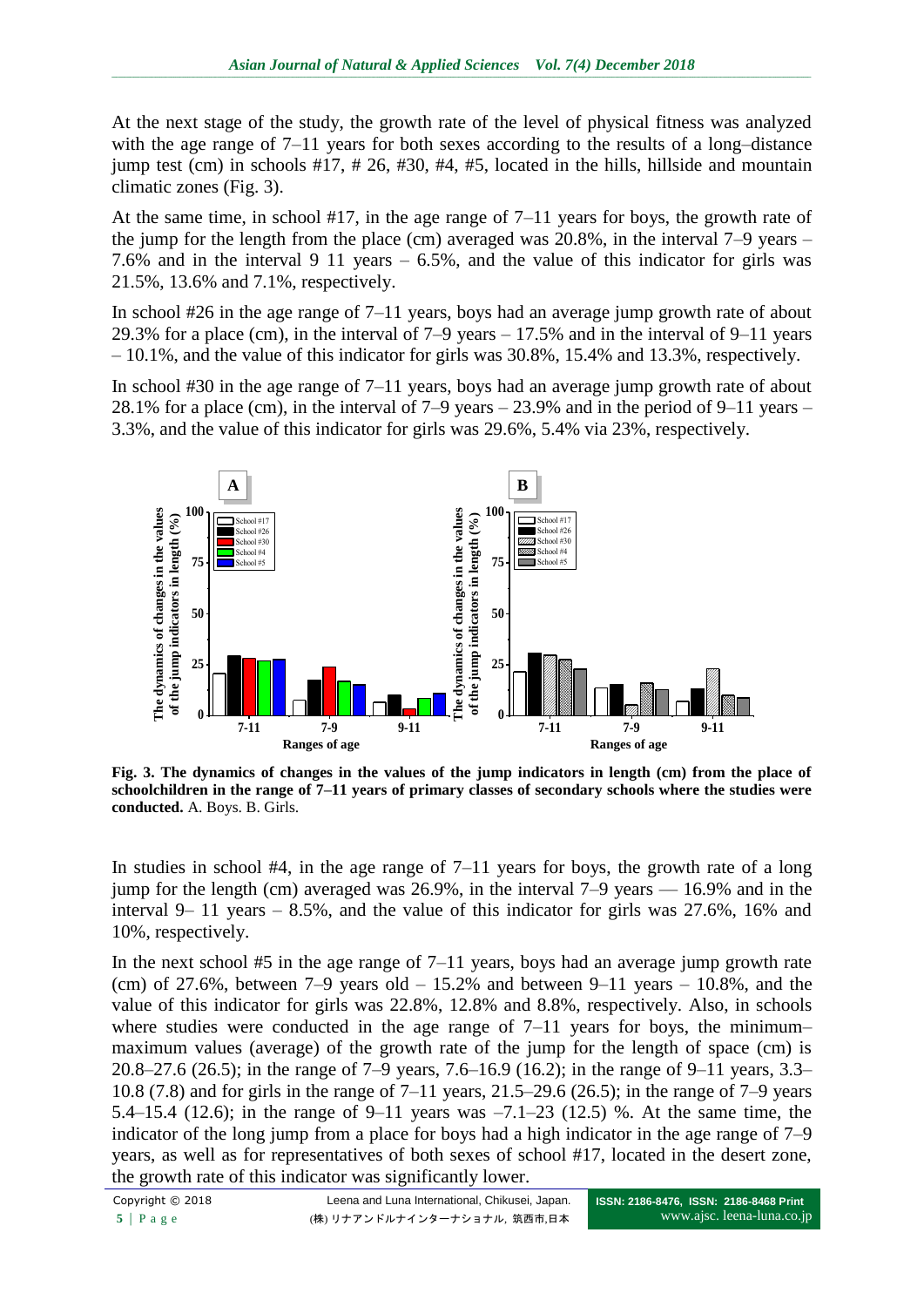At the next stage of the study, the growth rate of the level of physical fitness was analyzed with the age range of 7–11 years for both sexes according to the results of a long–distance jump test (cm) in schools #17, # 26, #30, #4, #5, located in the hills, hillside and mountain climatic zones (Fig. 3).

At the same time, in school #17, in the age range of 7–11 years for boys, the growth rate of the jump for the length from the place (cm) averaged was 20.8%, in the interval 7–9 years – 7.6% and in the interval 9 11 years – 6.5%, and the value of this indicator for girls was 21.5%, 13.6% and 7.1%, respectively.

In school #26 in the age range of 7–11 years, boys had an average jump growth rate of about 29.3% for a place (cm), in the interval of 7–9 years – 17.5% and in the interval of 9–11 years – 10.1%, and the value of this indicator for girls was 30.8%, 15.4% and 13.3%, respectively.

In school #30 in the age range of 7–11 years, boys had an average jump growth rate of about 28.1% for a place (cm), in the interval of 7–9 years – 23.9% and in the period of 9–11 years – 3.3%, and the value of this indicator for girls was 29.6%, 5.4% via 23%, respectively.

**Fig. 3. The dynamics of changes in the values of the jump indicators in length (cm) from the place of schoolchildren in the range of 7–11 years of primary classes of secondary schools where the studies were conducted.** A. Boys. B. Girls.

In studies in school #4, in the age range of 7–11 years for boys, the growth rate of a long jump for the length (cm) averaged was 26.9%, in the interval 7–9 years — 16.9% and in the interval 9– 11 years – 8.5%, and the value of this indicator for girls was 27.6%, 16% and 10%, respectively.

In the next school #5 in the age range of 7–11 years, boys had an average jump growth rate (cm) of 27.6%, between 7–9 years old – 15.2% and between 9–11 years – 10.8%, and the value of this indicator for girls was 22.8%, 12.8% and 8.8%, respectively. Also, in schools where studies were conducted in the age range of 7–11 years for boys, the minimum–maximum values (average) of the growth rate of the jump for the length of space (cm) is 20.8–27.6 (26.5); in the range of 7–9 years, 7.6–16.9 (16.2); in the range of 9–11 years, 3.3–10.8 (7.8) and for girls in the range of 7–11 years, 21.5–29.6 (26.5); in the range of 7–9 years 5.4–15.4 (12.6); in the range of 9–11 years was –7.1–23 (12.5) %. At the same time, the indicator of the long jump from a place for boys had a high indicator in the age range of 7–9 years, as well as for representatives of both sexes of school #17, located in the desert zone, the growth rate of this indicator was significantly lower.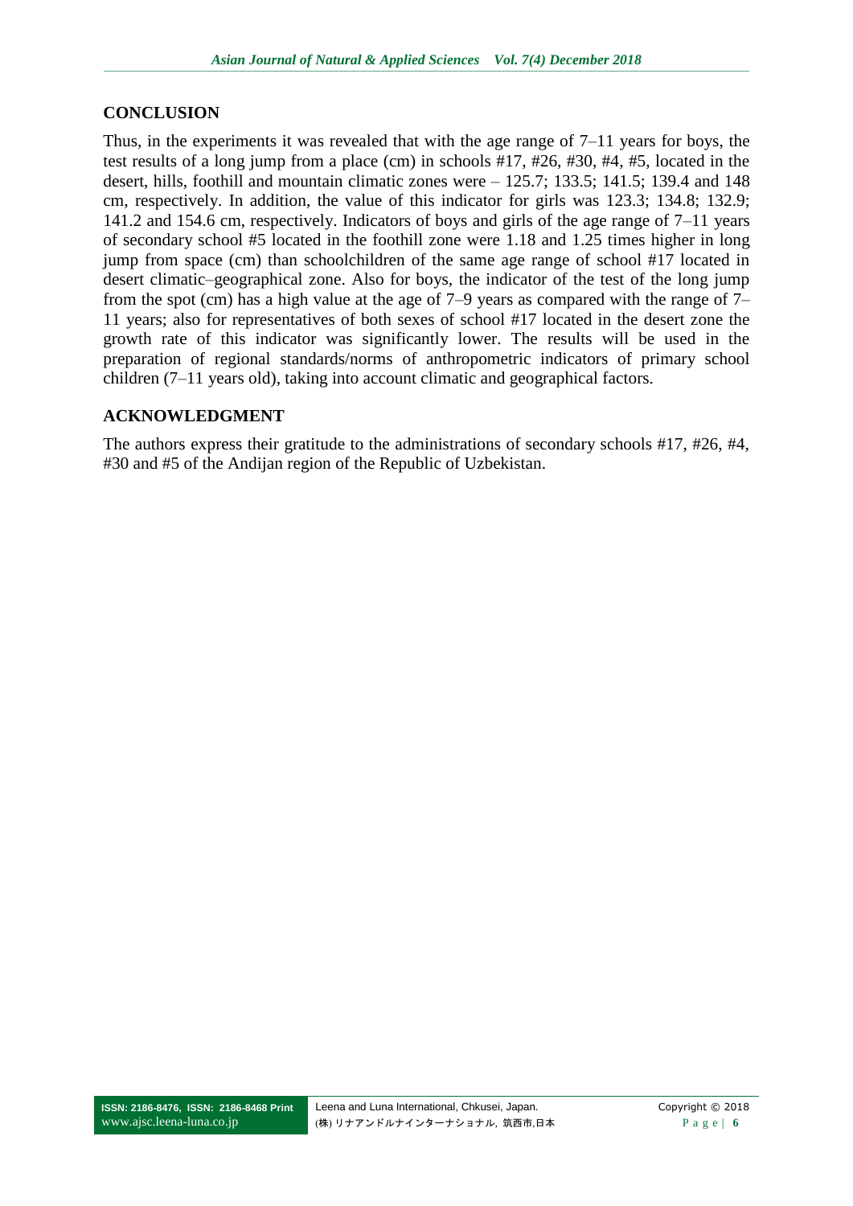## CONCLUSION

Thus, in the experiments it was revealed that with the age range of 7–11 years for boys, the test results of a long jump from a place (cm) in schools #17, #26, #30, #4, #5, located in the desert, hills, foothill and mountain climatic zones were – 125.7; 133.5; 141.5; 139.4 and 148 cm, respectively. In addition, the value of this indicator for girls was 123.3; 134.8; 132.9; 141.2 and 154.6 cm, respectively. Indicators of boys and girls of the age range of 7–11 years of secondary school #5 located in the foothill zone were 1.18 and 1.25 times higher in long jump from space (cm) than schoolchildren of the same age range of school #17 located in desert climatic–geographical zone. Also for boys, the indicator of the test of the long jump from the spot (cm) has a high value at the age of 7–9 years as compared with the range of 7–11 years; also for representatives of both sexes of school #17 located in the desert zone the growth rate of this indicator was significantly lower. The results will be used in the preparation of regional standards/norms of anthropometric indicators of primary school children (7–11 years old), taking into account climatic and geographical factors.

## ACKNOWLEDGMENT

The authors express their gratitude to the administrations of secondary schools #17, #26, #4, #30 and #5 of the Andijan region of the Republic of Uzbekistan.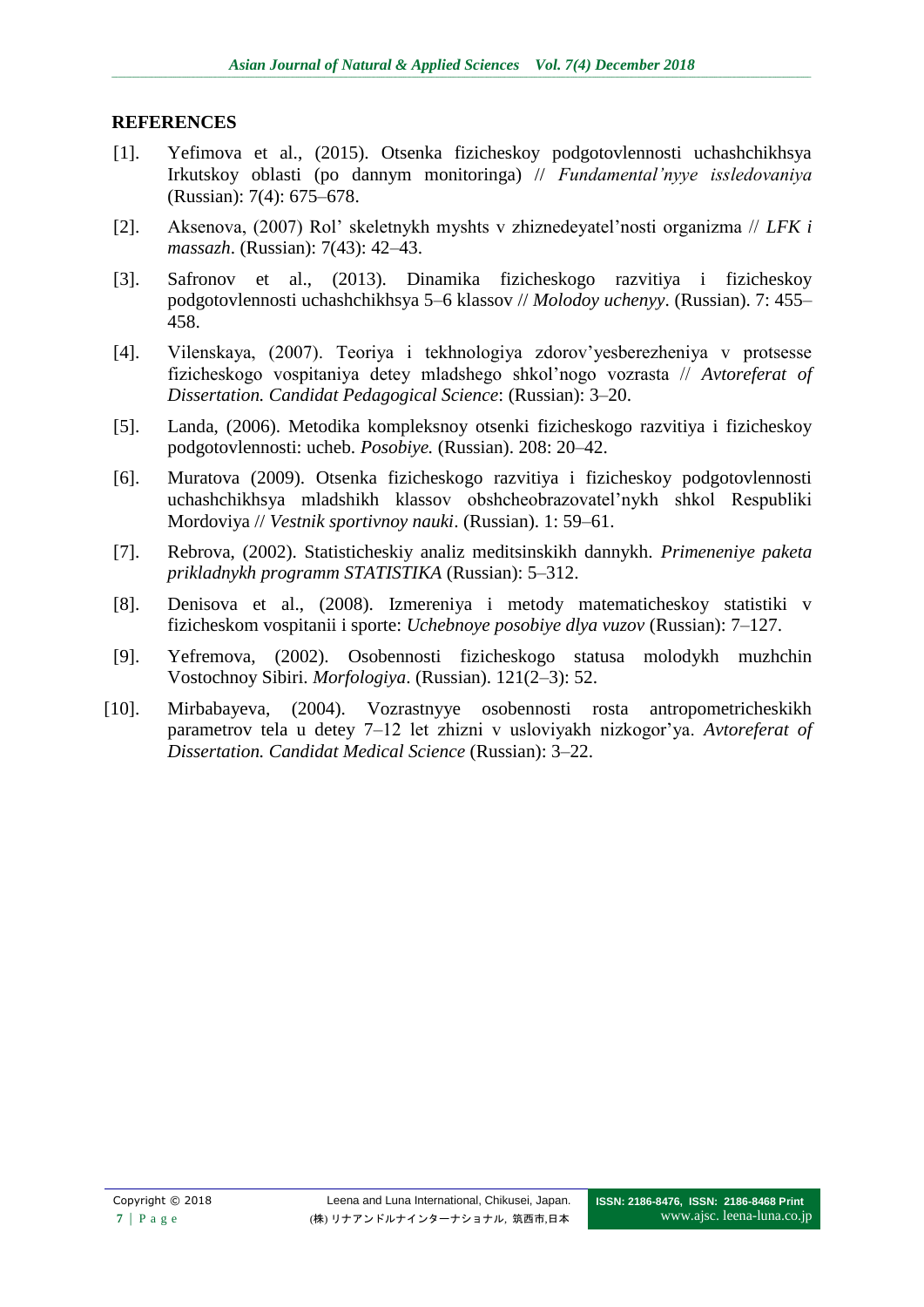## REFERENCES

[1]. Yefimova et al., (2015). Otsenka fizicheskoy podgotovlennosti uchashchikhsya Irkutskoy oblasti (po dannym monitoringa) // *Fundamental'nyye issledovaniya* (Russian): 7(4): 675–678.

[2]. Aksenova, (2007) Rol' skeletnykh myshts v zhiznedeyatel'nosti organizma // *LFK i massazh*. (Russian): 7(43): 42–43.

[3]. Safronov et al., (2013). Dinamika fizicheskogo razvitiya i fizicheskoy podgotovlennosti uchashchikhsya 5–6 klassov // *Molodoy uchenyy*. (Russian). 7: 455–458.

[4]. Vilenskaya, (2007). Teoriya i tekhnologiya zdorov'yesberezheniya v protsesse fizicheskogo vospitaniya detey mladshego shkol'nogo vozrasta // *Avtoreferat of Dissertation. Candidat Pedagogical Science*: (Russian): 3–20.

[5]. Landa, (2006). Metodika kompleksnoy otsenki fizicheskogo razvitiya i fizicheskoy podgotovlennosti: ucheb. *Posobiye.* (Russian). 208: 20–42.

[6]. Muratova (2009). Otsenka fizicheskogo razvitiya i fizicheskoy podgotovlennosti uchashchikhsya mladshikh klassov obshcheobrazovatel'nykh shkol Respubliki Mordoviya // *Vestnik sportivnoy nauki*. (Russian). 1: 59–61.

[7]. Rebrova, (2002). Statisticheskiy analiz meditsinskikh dannykh. *Primeneniye paketa prikladnykh programm STATISTIKA* (Russian): 5–312.

[8]. Denisova et al., (2008). Izmereniya i metody matematicheskoy statistiki v fizicheskom vospitanii i sporte: *Uchebnoye posobiye dlya vuzov* (Russian): 7–127.

[9]. Yefremova, (2002). Osobennosti fizicheskogo statusa molodykh muzhchin Vostochnoy Sibiri. *Morfologiya*. (Russian). 121(2–3): 52.

[10]. Mirbabayeva, (2004). Vozrastnyye osobennosti rosta antropometricheskikh parametrov tela u detey 7–12 let zhizni v usloviyakh nizkogor'ya. *Avtoreferat of Dissertation. Candidat Medical Science* (Russian): 3–22.